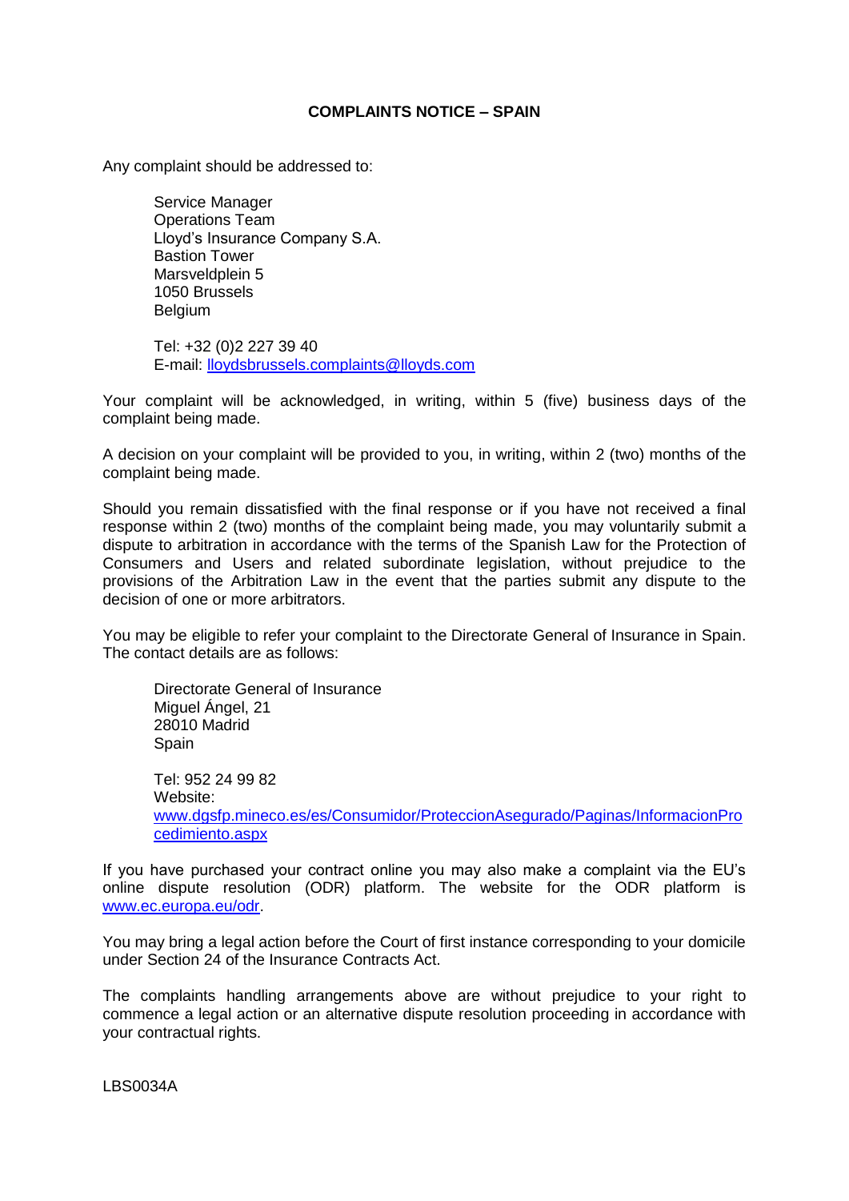## COMPLAINTS NOTICE – SPAIN

Any complaint should be addressed to:

Service Manager
Operations Team
Lloyd's Insurance Company S.A.
Bastion Tower
Marsveldplein 5
1050 Brussels
Belgium

Tel: +32 (0)2 227 39 40
E-mail: lloydsbrussels.complaints@lloyds.com

Your complaint will be acknowledged, in writing, within 5 (five) business days of the complaint being made.

A decision on your complaint will be provided to you, in writing, within 2 (two) months of the complaint being made.

Should you remain dissatisfied with the final response or if you have not received a final response within 2 (two) months of the complaint being made, you may voluntarily submit a dispute to arbitration in accordance with the terms of the Spanish Law for the Protection of Consumers and Users and related subordinate legislation, without prejudice to the provisions of the Arbitration Law in the event that the parties submit any dispute to the decision of one or more arbitrators.

You may be eligible to refer your complaint to the Directorate General of Insurance in Spain. The contact details are as follows:

Directorate General of Insurance
Miguel Ángel, 21
28010 Madrid
Spain

Tel: 952 24 99 82
Website:
www.dgsfp.mineco.es/es/Consumidor/ProteccionAsegurado/Paginas/InformacionProcedimiento.aspx

If you have purchased your contract online you may also make a complaint via the EU's online dispute resolution (ODR) platform. The website for the ODR platform is www.ec.europa.eu/odr.

You may bring a legal action before the Court of first instance corresponding to your domicile under Section 24 of the Insurance Contracts Act.

The complaints handling arrangements above are without prejudice to your right to commence a legal action or an alternative dispute resolution proceeding in accordance with your contractual rights.

LBS0034A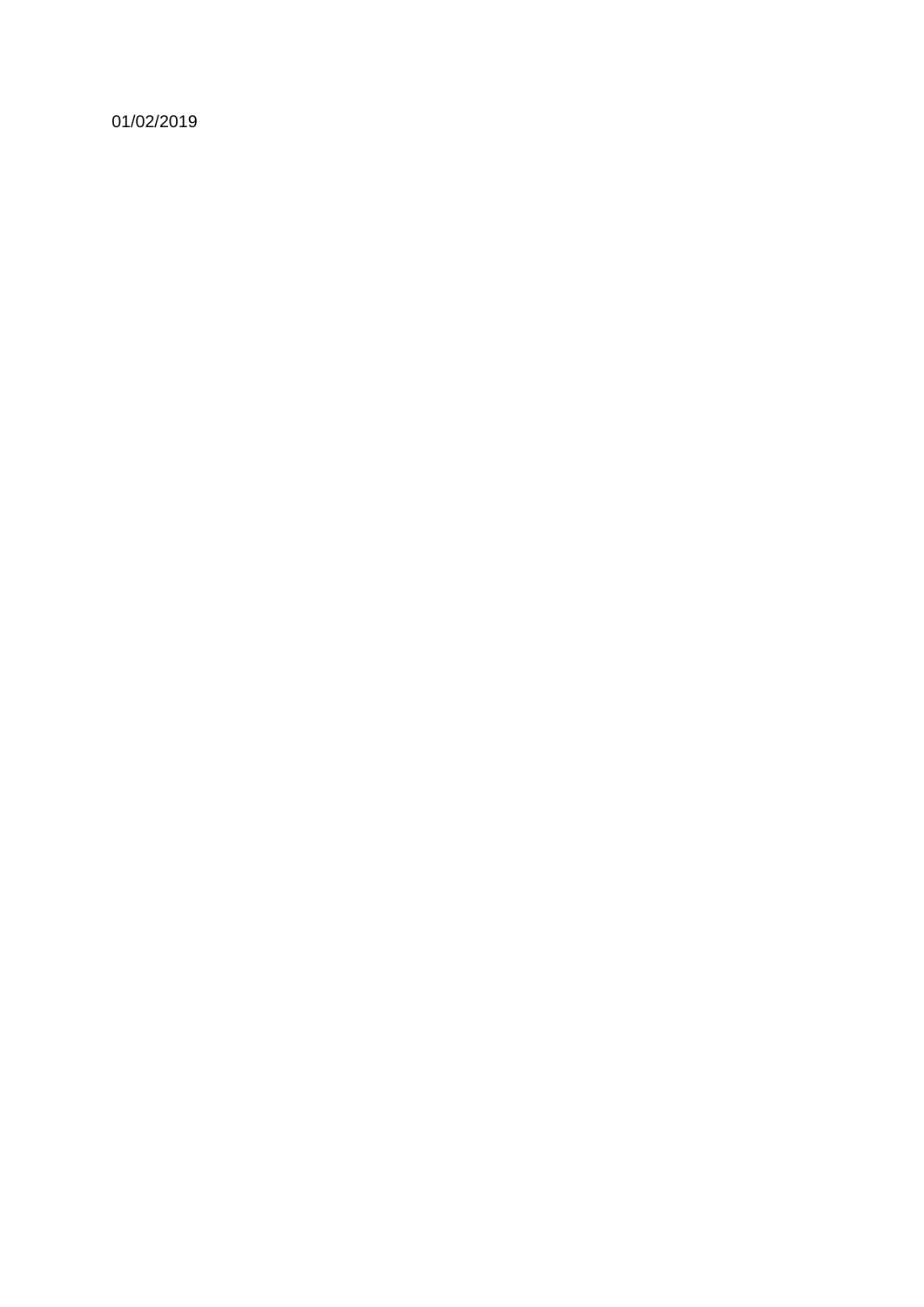01/02/2019